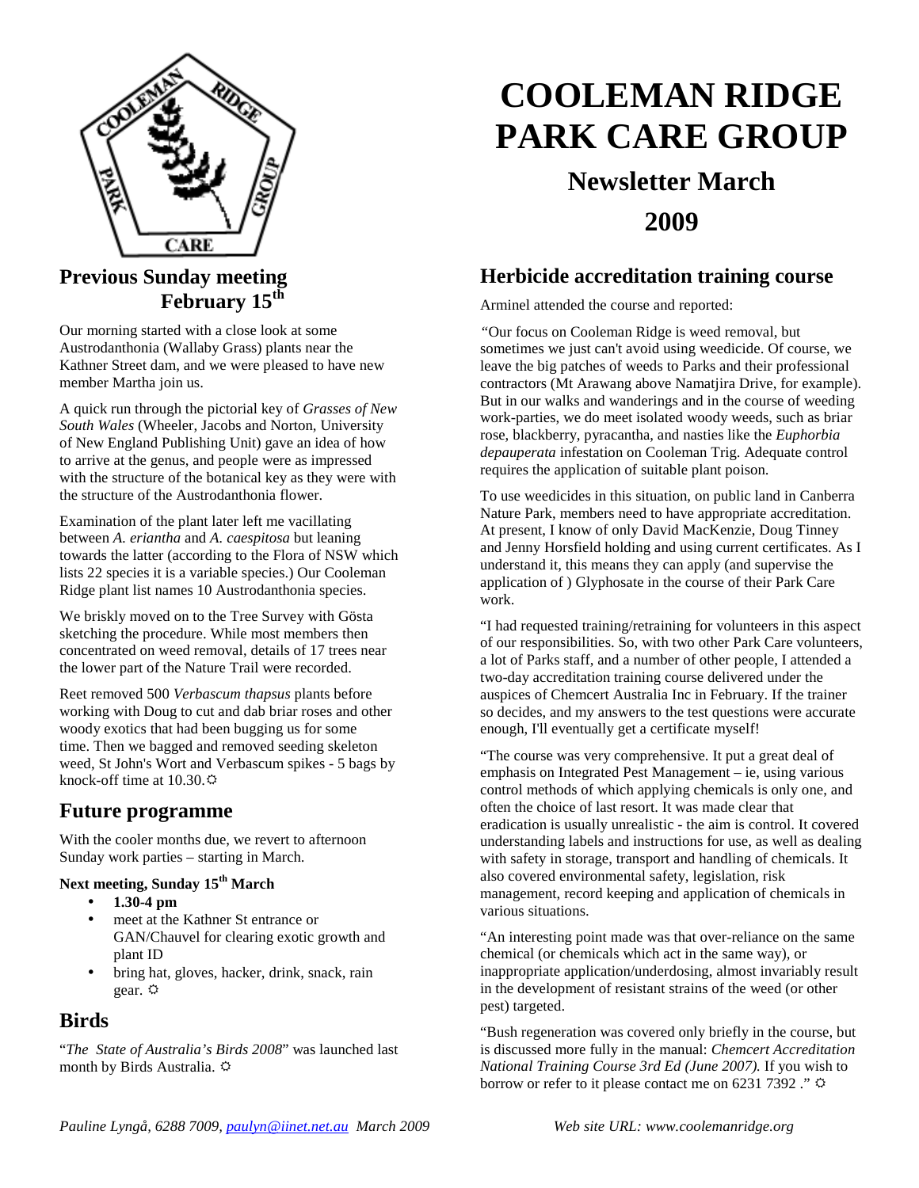# COOLEMAN RIDGE PARK CARE GROUP

## Newsletter March 2009

## Previous Sunday meeting February 15th

Our morning started with a close look at some Austrodanthonia (Wallaby Grass) plants near the Kathner Street dam, and we were pleased to have new member Martha join us.

A quick run through the pictorial key of *Grasses of New South Wales* (Wheeler, Jacobs and Norton, University of New England Publishing Unit) gave an idea of how to arrive at the genus, and people were as impressed with the structure of the botanical key as they were with the structure of the Austrodanthonia flower.

Examination of the plant later left me vacillating between *A. eriantha* and *A. caespitosa* but leaning towards the latter (according to the Flora of NSW which lists 22 species it is a variable species.) Our Cooleman Ridge plant list names 10 Austrodanthonia species.

We briskly moved on to the Tree Survey with Gösta sketching the procedure. While most members then concentrated on weed removal, details of 17 trees near the lower part of the Nature Trail were recorded.

Reet removed 500 *Verbascum thapsus* plants before working with Doug to cut and dab briar roses and other woody exotics that had been bugging us for some time. Then we bagged and removed seeding skeleton weed, St John's Wort and Verbascum spikes - 5 bags by knock-off time at 10.30. ☼

## Future programme

With the cooler months due, we revert to afternoon Sunday work parties – starting in March.

**Next meeting, Sunday 15th March**

- **1.30-4 pm**
- meet at the Kathner St entrance or GAN/Chauvel for clearing exotic growth and plant ID
- bring hat, gloves, hacker, drink, snack, rain gear. ☼

## Birds

"*The State of Australia's Birds 2008*" was launched last month by Birds Australia. ☼

## Herbicide accreditation training course

Arminel attended the course and reported:

"Our focus on Cooleman Ridge is weed removal, but sometimes we just can't avoid using weedicide. Of course, we leave the big patches of weeds to Parks and their professional contractors (Mt Arawang above Namatjira Drive, for example). But in our walks and wanderings and in the course of weeding work-parties, we do meet isolated woody weeds, such as briar rose, blackberry, pyracantha, and nasties like the *Euphorbia depauperata* infestation on Cooleman Trig. Adequate control requires the application of suitable plant poison.

To use weedicides in this situation, on public land in Canberra Nature Park, members need to have appropriate accreditation. At present, I know of only David MacKenzie, Doug Tinney and Jenny Horsfield holding and using current certificates. As I understand it, this means they can apply (and supervise the application of ) Glyphosate in the course of their Park Care work.

"I had requested training/retraining for volunteers in this aspect of our responsibilities. So, with two other Park Care volunteers, a lot of Parks staff, and a number of other people, I attended a two-day accreditation training course delivered under the auspices of Chemcert Australia Inc in February. If the trainer so decides, and my answers to the test questions were accurate enough, I'll eventually get a certificate myself!

"The course was very comprehensive. It put a great deal of emphasis on Integrated Pest Management – ie, using various control methods of which applying chemicals is only one, and often the choice of last resort. It was made clear that eradication is usually unrealistic - the aim is control. It covered understanding labels and instructions for use, as well as dealing with safety in storage, transport and handling of chemicals. It also covered environmental safety, legislation, risk management, record keeping and application of chemicals in various situations.

"An interesting point made was that over-reliance on the same chemical (or chemicals which act in the same way), or inappropriate application/underdosing, almost invariably result in the development of resistant strains of the weed (or other pest) targeted.

"Bush regeneration was covered only briefly in the course, but is discussed more fully in the manual: *Chemcert Accreditation National Training Course 3rd Ed (June 2007).* If you wish to borrow or refer to it please contact me on 6231 7392 ." ☼

*Pauline Lyngå, 6288 7009, paulyn@iinet.net.au March 2009* *Web site URL: www.coolemanridge.org*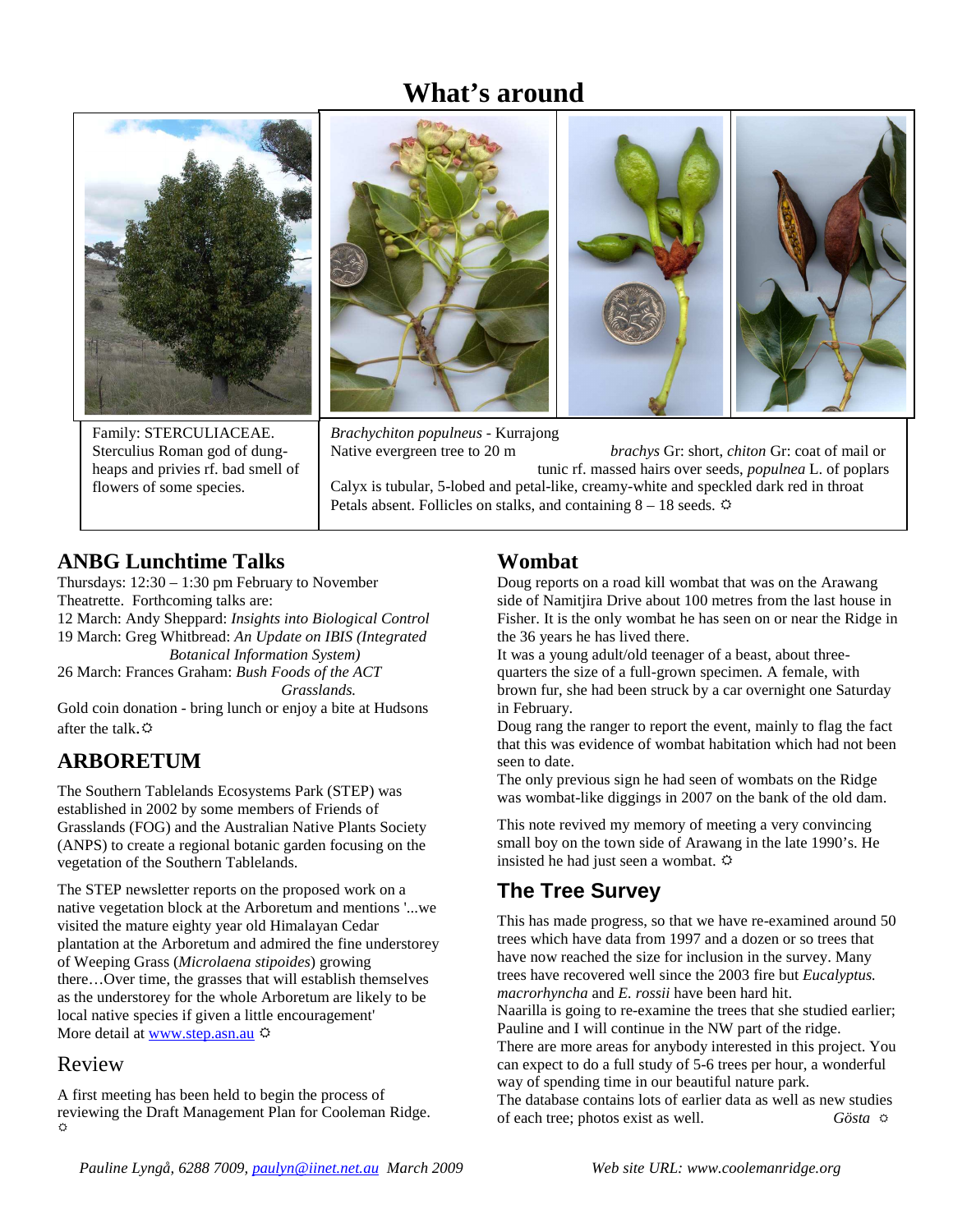# What's around

Family: STERCULIACEAE.
Sterculius Roman god of dung-heaps and privies rf. bad smell of flowers of some species.

*Brachychiton populneus* - Kurrajong
Native evergreen tree to 20 m

*brachys* Gr: short, *chiton* Gr: coat of mail or tunic rf. massed hairs over seeds, *populnea* L. of poplars

Calyx is tubular, 5-lobed and petal-like, creamy-white and speckled dark red in throat
Petals absent. Follicles on stalks, and containing 8 – 18 seeds. ☼

## ANBG Lunchtime Talks

Thursdays: 12:30 – 1:30 pm February to November
Theatrette. Forthcoming talks are:
12 March: Andy Sheppard: *Insights into Biological Control*
19 March: Greg Whitbread: *An Update on IBIS (Integrated Botanical Information System)*
26 March: Frances Graham: *Bush Foods of the ACT Grasslands.*

Gold coin donation - bring lunch or enjoy a bite at Hudsons after the talk. ☼

## ARBORETUM

The Southern Tablelands Ecosystems Park (STEP) was established in 2002 by some members of Friends of Grasslands (FOG) and the Australian Native Plants Society (ANPS) to create a regional botanic garden focusing on the vegetation of the Southern Tablelands.

The STEP newsletter reports on the proposed work on a native vegetation block at the Arboretum and mentions '...we visited the mature eighty year old Himalayan Cedar plantation at the Arboretum and admired the fine understorey of Weeping Grass (*Microlaena stipoides*) growing there…Over time, the grasses that will establish themselves as the understorey for the whole Arboretum are likely to be local native species if given a little encouragement'
More detail at www.step.asn.au ☼

## Review

A first meeting has been held to begin the process of reviewing the Draft Management Plan for Cooleman Ridge. ☼

## Wombat

Doug reports on a road kill wombat that was on the Arawang side of Namitjira Drive about 100 metres from the last house in Fisher. It is the only wombat he has seen on or near the Ridge in the 36 years he has lived there.
It was a young adult/old teenager of a beast, about three-quarters the size of a full-grown specimen. A female, with brown fur, she had been struck by a car overnight one Saturday in February.
Doug rang the ranger to report the event, mainly to flag the fact that this was evidence of wombat habitation which had not been seen to date.
The only previous sign he had seen of wombats on the Ridge was wombat-like diggings in 2007 on the bank of the old dam.

This note revived my memory of meeting a very convincing small boy on the town side of Arawang in the late 1990's. He insisted he had just seen a wombat. ☼

## The Tree Survey

This has made progress, so that we have re-examined around 50 trees which have data from 1997 and a dozen or so trees that have now reached the size for inclusion in the survey. Many trees have recovered well since the 2003 fire but *Eucalyptus. macrorhyncha* and *E. rossii* have been hard hit.
Naarilla is going to re-examine the trees that she studied earlier; Pauline and I will continue in the NW part of the ridge.
There are more areas for anybody interested in this project. You can expect to do a full study of 5-6 trees per hour, a wonderful way of spending time in our beautiful nature park.
The database contains lots of earlier data as well as new studies of each tree; photos exist as well. *Gösta* ☼

*Pauline Lyngå, 6288 7009, paulyn@iinet.net.au March 2009*    *Web site URL: www.coolemanridge.org*